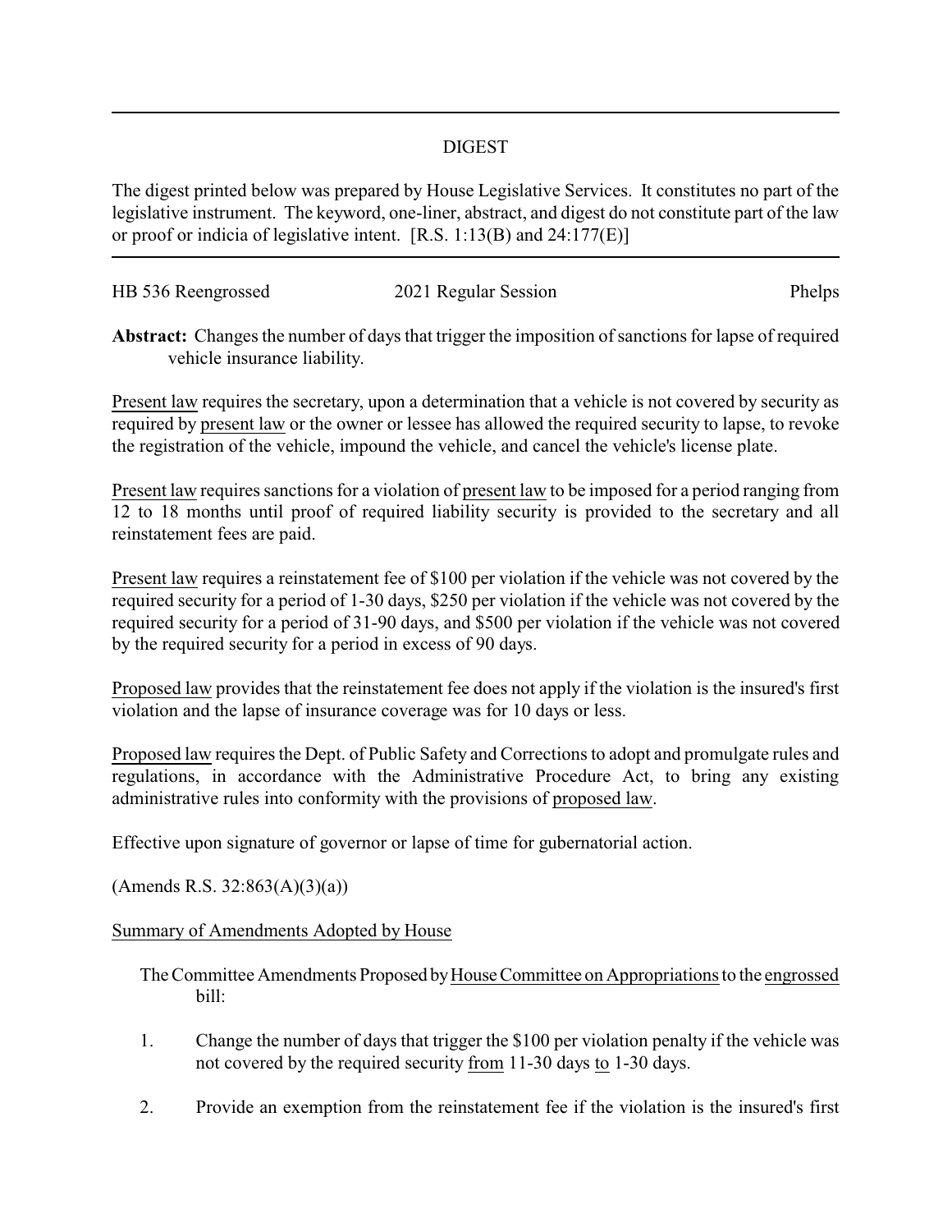# DIGEST

The digest printed below was prepared by House Legislative Services. It constitutes no part of the legislative instrument. The keyword, one-liner, abstract, and digest do not constitute part of the law or proof or indicia of legislative intent. [R.S. 1:13(B) and 24:177(E)]

HB 536 Reengrossed | 2021 Regular Session | Phelps

**Abstract:** Changes the number of days that trigger the imposition of sanctions for lapse of required vehicle insurance liability.

Present law requires the secretary, upon a determination that a vehicle is not covered by security as required by present law or the owner or lessee has allowed the required security to lapse, to revoke the registration of the vehicle, impound the vehicle, and cancel the vehicle's license plate.

Present law requires sanctions for a violation of present law to be imposed for a period ranging from 12 to 18 months until proof of required liability security is provided to the secretary and all reinstatement fees are paid.

Present law requires a reinstatement fee of $100 per violation if the vehicle was not covered by the required security for a period of 1-30 days, $250 per violation if the vehicle was not covered by the required security for a period of 31-90 days, and $500 per violation if the vehicle was not covered by the required security for a period in excess of 90 days.

Proposed law provides that the reinstatement fee does not apply if the violation is the insured's first violation and the lapse of insurance coverage was for 10 days or less.

Proposed law requires the Dept. of Public Safety and Corrections to adopt and promulgate rules and regulations, in accordance with the Administrative Procedure Act, to bring any existing administrative rules into conformity with the provisions of proposed law.

Effective upon signature of governor or lapse of time for gubernatorial action.

(Amends R.S. 32:863(A)(3)(a))

## Summary of Amendments Adopted by House

The Committee Amendments Proposed by House Committee on Appropriations to the engrossed bill:

1. Change the number of days that trigger the $100 per violation penalty if the vehicle was not covered by the required security from 11-30 days to 1-30 days.
2. Provide an exemption from the reinstatement fee if the violation is the insured's first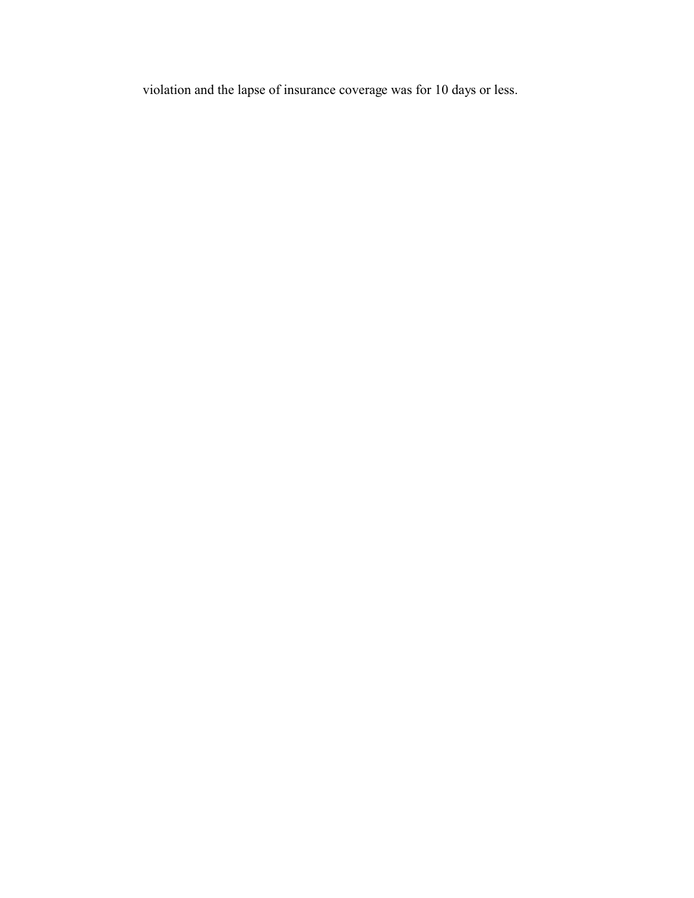violation and the lapse of insurance coverage was for 10 days or less.